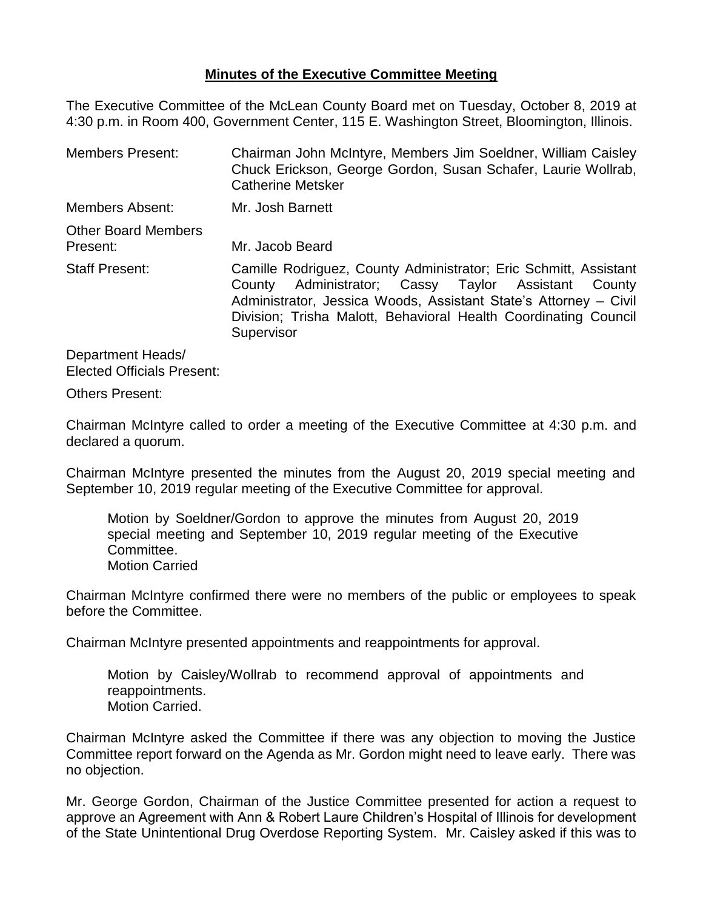**Minutes of the Executive Committee Meeting**

The Executive Committee of the McLean County Board met on Tuesday, October 8, 2019 at 4:30 p.m. in Room 400, Government Center, 115 E. Washington Street, Bloomington, Illinois.

| | |
|---|---|
| Members Present: | Chairman John McIntyre, Members Jim Soeldner, William Caisley Chuck Erickson, George Gordon, Susan Schafer, Laurie Wollrab, Catherine Metsker |
| Members Absent: | Mr. Josh Barnett |
| Other Board Members Present: | Mr. Jacob Beard |
| Staff Present: | Camille Rodriguez, County Administrator; Eric Schmitt, Assistant County Administrator; Cassy Taylor Assistant County Administrator, Jessica Woods, Assistant State's Attorney – Civil Division; Trisha Malott, Behavioral Health Coordinating Council Supervisor |
| Department Heads/ Elected Officials Present: | |
| Others Present: | |

Chairman McIntyre called to order a meeting of the Executive Committee at 4:30 p.m. and declared a quorum.

Chairman McIntyre presented the minutes from the August 20, 2019 special meeting and September 10, 2019 regular meeting of the Executive Committee for approval.

> Motion by Soeldner/Gordon to approve the minutes from August 20, 2019 special meeting and September 10, 2019 regular meeting of the Executive Committee.
> Motion Carried

Chairman McIntyre confirmed there were no members of the public or employees to speak before the Committee.

Chairman McIntyre presented appointments and reappointments for approval.

> Motion by Caisley/Wollrab to recommend approval of appointments and reappointments.
> Motion Carried.

Chairman McIntyre asked the Committee if there was any objection to moving the Justice Committee report forward on the Agenda as Mr. Gordon might need to leave early. There was no objection.

Mr. George Gordon, Chairman of the Justice Committee presented for action a request to approve an Agreement with Ann & Robert Laure Children's Hospital of Illinois for development of the State Unintentional Drug Overdose Reporting System. Mr. Caisley asked if this was to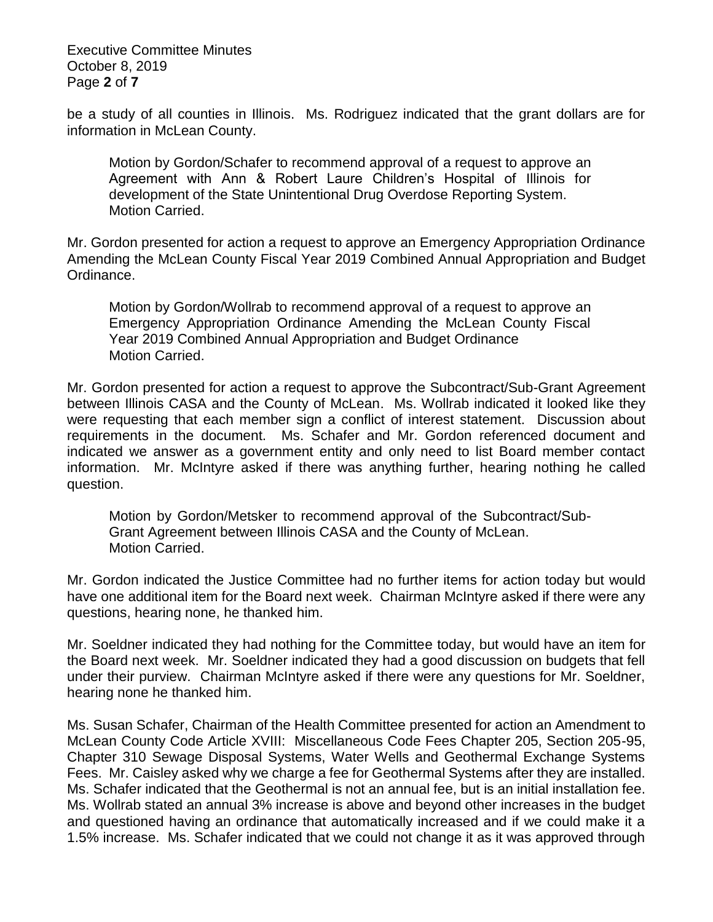be a study of all counties in Illinois. Ms. Rodriguez indicated that the grant dollars are for information in McLean County.

> Motion by Gordon/Schafer to recommend approval of a request to approve an Agreement with Ann & Robert Laure Children's Hospital of Illinois for development of the State Unintentional Drug Overdose Reporting System.
> Motion Carried.

Mr. Gordon presented for action a request to approve an Emergency Appropriation Ordinance Amending the McLean County Fiscal Year 2019 Combined Annual Appropriation and Budget Ordinance.

> Motion by Gordon/Wollrab to recommend approval of a request to approve an Emergency Appropriation Ordinance Amending the McLean County Fiscal Year 2019 Combined Annual Appropriation and Budget Ordinance
> Motion Carried.

Mr. Gordon presented for action a request to approve the Subcontract/Sub-Grant Agreement between Illinois CASA and the County of McLean. Ms. Wollrab indicated it looked like they were requesting that each member sign a conflict of interest statement. Discussion about requirements in the document. Ms. Schafer and Mr. Gordon referenced document and indicated we answer as a government entity and only need to list Board member contact information. Mr. McIntyre asked if there was anything further, hearing nothing he called question.

> Motion by Gordon/Metsker to recommend approval of the Subcontract/Sub-Grant Agreement between Illinois CASA and the County of McLean.
> Motion Carried.

Mr. Gordon indicated the Justice Committee had no further items for action today but would have one additional item for the Board next week. Chairman McIntyre asked if there were any questions, hearing none, he thanked him.

Mr. Soeldner indicated they had nothing for the Committee today, but would have an item for the Board next week. Mr. Soeldner indicated they had a good discussion on budgets that fell under their purview. Chairman McIntyre asked if there were any questions for Mr. Soeldner, hearing none he thanked him.

Ms. Susan Schafer, Chairman of the Health Committee presented for action an Amendment to McLean County Code Article XVIII: Miscellaneous Code Fees Chapter 205, Section 205-95, Chapter 310 Sewage Disposal Systems, Water Wells and Geothermal Exchange Systems Fees. Mr. Caisley asked why we charge a fee for Geothermal Systems after they are installed. Ms. Schafer indicated that the Geothermal is not an annual fee, but is an initial installation fee. Ms. Wollrab stated an annual 3% increase is above and beyond other increases in the budget and questioned having an ordinance that automatically increased and if we could make it a 1.5% increase. Ms. Schafer indicated that we could not change it as it was approved through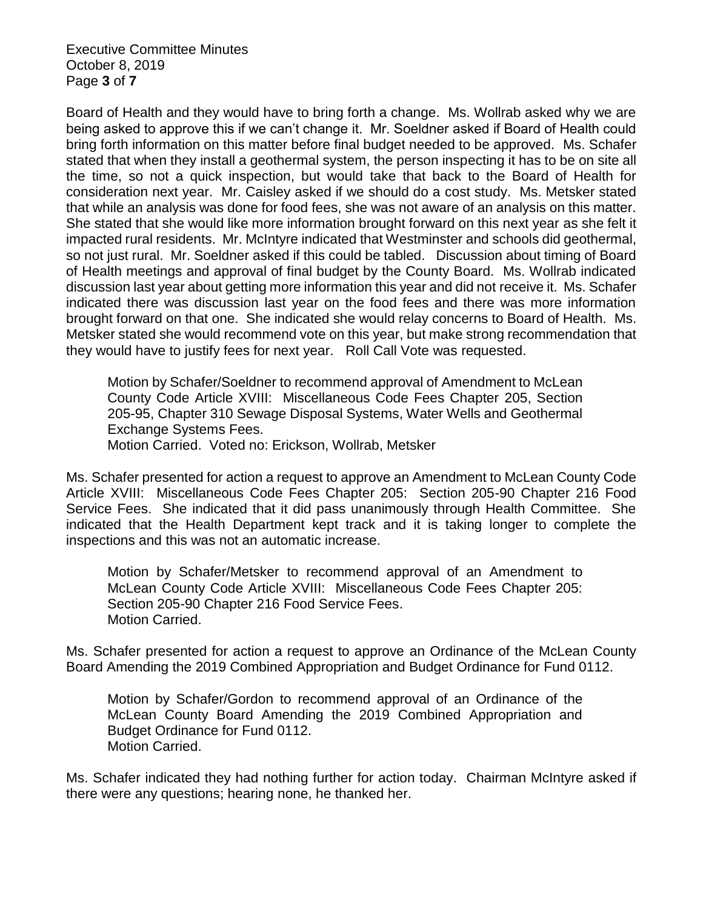Board of Health and they would have to bring forth a change. Ms. Wollrab asked why we are being asked to approve this if we can't change it. Mr. Soeldner asked if Board of Health could bring forth information on this matter before final budget needed to be approved. Ms. Schafer stated that when they install a geothermal system, the person inspecting it has to be on site all the time, so not a quick inspection, but would take that back to the Board of Health for consideration next year. Mr. Caisley asked if we should do a cost study. Ms. Metsker stated that while an analysis was done for food fees, she was not aware of an analysis on this matter. She stated that she would like more information brought forward on this next year as she felt it impacted rural residents. Mr. McIntyre indicated that Westminster and schools did geothermal, so not just rural. Mr. Soeldner asked if this could be tabled. Discussion about timing of Board of Health meetings and approval of final budget by the County Board. Ms. Wollrab indicated discussion last year about getting more information this year and did not receive it. Ms. Schafer indicated there was discussion last year on the food fees and there was more information brought forward on that one. She indicated she would relay concerns to Board of Health. Ms. Metsker stated she would recommend vote on this year, but make strong recommendation that they would have to justify fees for next year. Roll Call Vote was requested.

> Motion by Schafer/Soeldner to recommend approval of Amendment to McLean County Code Article XVIII: Miscellaneous Code Fees Chapter 205, Section 205-95, Chapter 310 Sewage Disposal Systems, Water Wells and Geothermal Exchange Systems Fees.
> Motion Carried. Voted no: Erickson, Wollrab, Metsker

Ms. Schafer presented for action a request to approve an Amendment to McLean County Code Article XVIII: Miscellaneous Code Fees Chapter 205: Section 205-90 Chapter 216 Food Service Fees. She indicated that it did pass unanimously through Health Committee. She indicated that the Health Department kept track and it is taking longer to complete the inspections and this was not an automatic increase.

> Motion by Schafer/Metsker to recommend approval of an Amendment to McLean County Code Article XVIII: Miscellaneous Code Fees Chapter 205: Section 205-90 Chapter 216 Food Service Fees.
> Motion Carried.

Ms. Schafer presented for action a request to approve an Ordinance of the McLean County Board Amending the 2019 Combined Appropriation and Budget Ordinance for Fund 0112.

> Motion by Schafer/Gordon to recommend approval of an Ordinance of the McLean County Board Amending the 2019 Combined Appropriation and Budget Ordinance for Fund 0112.
> Motion Carried.

Ms. Schafer indicated they had nothing further for action today. Chairman McIntyre asked if there were any questions; hearing none, he thanked her.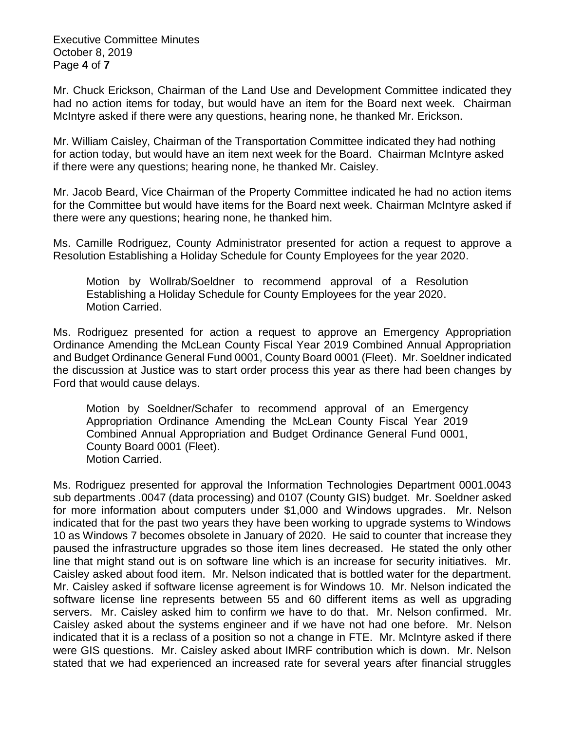Mr. Chuck Erickson, Chairman of the Land Use and Development Committee indicated they had no action items for today, but would have an item for the Board next week. Chairman McIntyre asked if there were any questions, hearing none, he thanked Mr. Erickson.

Mr. William Caisley, Chairman of the Transportation Committee indicated they had nothing for action today, but would have an item next week for the Board. Chairman McIntyre asked if there were any questions; hearing none, he thanked Mr. Caisley.

Mr. Jacob Beard, Vice Chairman of the Property Committee indicated he had no action items for the Committee but would have items for the Board next week. Chairman McIntyre asked if there were any questions; hearing none, he thanked him.

Ms. Camille Rodriguez, County Administrator presented for action a request to approve a Resolution Establishing a Holiday Schedule for County Employees for the year 2020.

> Motion by Wollrab/Soeldner to recommend approval of a Resolution Establishing a Holiday Schedule for County Employees for the year 2020.
> Motion Carried.

Ms. Rodriguez presented for action a request to approve an Emergency Appropriation Ordinance Amending the McLean County Fiscal Year 2019 Combined Annual Appropriation and Budget Ordinance General Fund 0001, County Board 0001 (Fleet). Mr. Soeldner indicated the discussion at Justice was to start order process this year as there had been changes by Ford that would cause delays.

> Motion by Soeldner/Schafer to recommend approval of an Emergency Appropriation Ordinance Amending the McLean County Fiscal Year 2019 Combined Annual Appropriation and Budget Ordinance General Fund 0001, County Board 0001 (Fleet).
> Motion Carried.

Ms. Rodriguez presented for approval the Information Technologies Department 0001.0043 sub departments .0047 (data processing) and 0107 (County GIS) budget. Mr. Soeldner asked for more information about computers under $1,000 and Windows upgrades. Mr. Nelson indicated that for the past two years they have been working to upgrade systems to Windows 10 as Windows 7 becomes obsolete in January of 2020. He said to counter that increase they paused the infrastructure upgrades so those item lines decreased. He stated the only other line that might stand out is on software line which is an increase for security initiatives. Mr. Caisley asked about food item. Mr. Nelson indicated that is bottled water for the department. Mr. Caisley asked if software license agreement is for Windows 10. Mr. Nelson indicated the software license line represents between 55 and 60 different items as well as upgrading servers. Mr. Caisley asked him to confirm we have to do that. Mr. Nelson confirmed. Mr. Caisley asked about the systems engineer and if we have not had one before. Mr. Nelson indicated that it is a reclass of a position so not a change in FTE. Mr. McIntyre asked if there were GIS questions. Mr. Caisley asked about IMRF contribution which is down. Mr. Nelson stated that we had experienced an increased rate for several years after financial struggles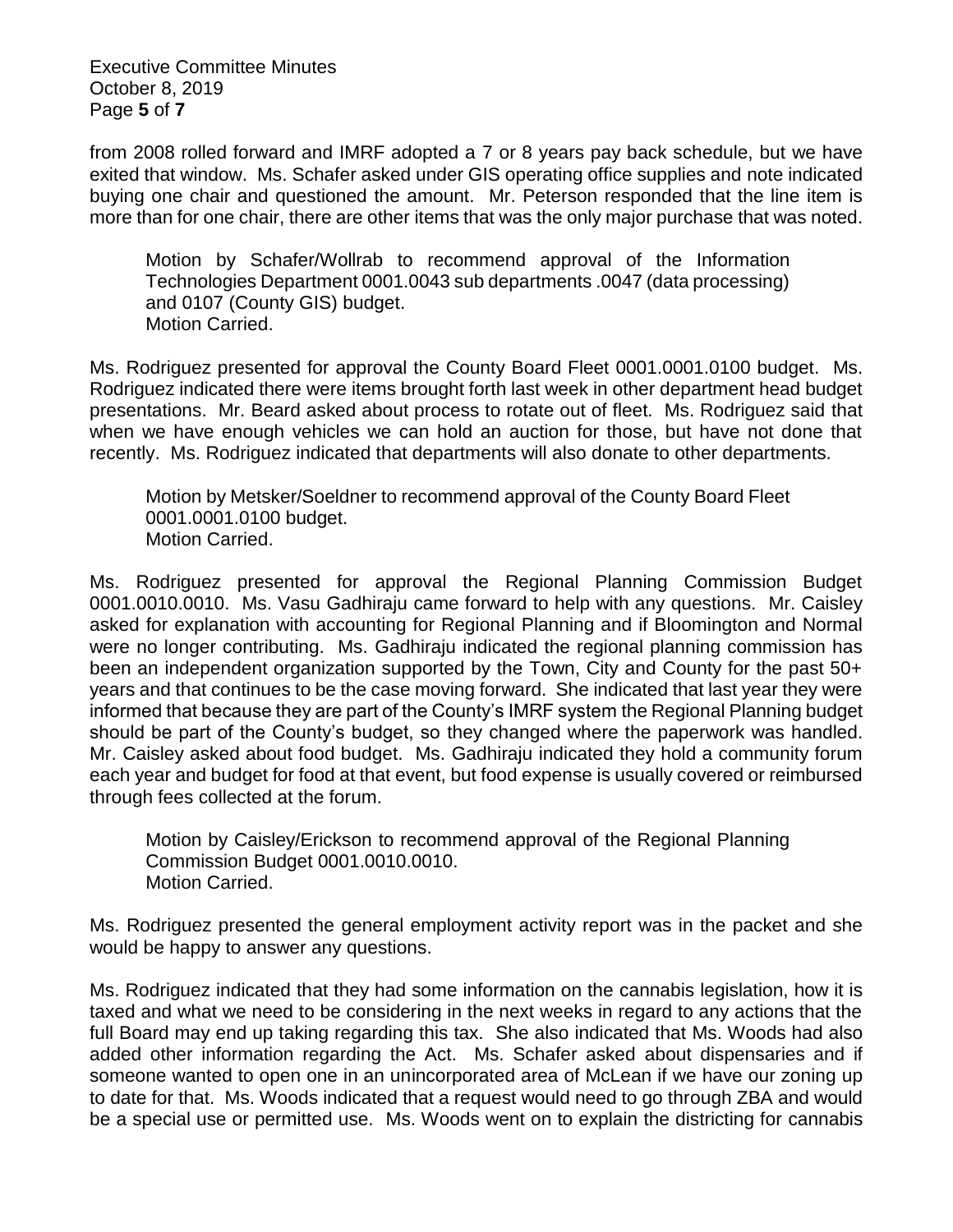from 2008 rolled forward and IMRF adopted a 7 or 8 years pay back schedule, but we have exited that window. Ms. Schafer asked under GIS operating office supplies and note indicated buying one chair and questioned the amount. Mr. Peterson responded that the line item is more than for one chair, there are other items that was the only major purchase that was noted.

> Motion by Schafer/Wollrab to recommend approval of the Information Technologies Department 0001.0043 sub departments .0047 (data processing) and 0107 (County GIS) budget.
> Motion Carried.

Ms. Rodriguez presented for approval the County Board Fleet 0001.0001.0100 budget. Ms. Rodriguez indicated there were items brought forth last week in other department head budget presentations. Mr. Beard asked about process to rotate out of fleet. Ms. Rodriguez said that when we have enough vehicles we can hold an auction for those, but have not done that recently. Ms. Rodriguez indicated that departments will also donate to other departments.

> Motion by Metsker/Soeldner to recommend approval of the County Board Fleet 0001.0001.0100 budget.
> Motion Carried.

Ms. Rodriguez presented for approval the Regional Planning Commission Budget 0001.0010.0010. Ms. Vasu Gadhiraju came forward to help with any questions. Mr. Caisley asked for explanation with accounting for Regional Planning and if Bloomington and Normal were no longer contributing. Ms. Gadhiraju indicated the regional planning commission has been an independent organization supported by the Town, City and County for the past 50+ years and that continues to be the case moving forward. She indicated that last year they were informed that because they are part of the County's IMRF system the Regional Planning budget should be part of the County's budget, so they changed where the paperwork was handled. Mr. Caisley asked about food budget. Ms. Gadhiraju indicated they hold a community forum each year and budget for food at that event, but food expense is usually covered or reimbursed through fees collected at the forum.

> Motion by Caisley/Erickson to recommend approval of the Regional Planning Commission Budget 0001.0010.0010.
> Motion Carried.

Ms. Rodriguez presented the general employment activity report was in the packet and she would be happy to answer any questions.

Ms. Rodriguez indicated that they had some information on the cannabis legislation, how it is taxed and what we need to be considering in the next weeks in regard to any actions that the full Board may end up taking regarding this tax. She also indicated that Ms. Woods had also added other information regarding the Act. Ms. Schafer asked about dispensaries and if someone wanted to open one in an unincorporated area of McLean if we have our zoning up to date for that. Ms. Woods indicated that a request would need to go through ZBA and would be a special use or permitted use. Ms. Woods went on to explain the districting for cannabis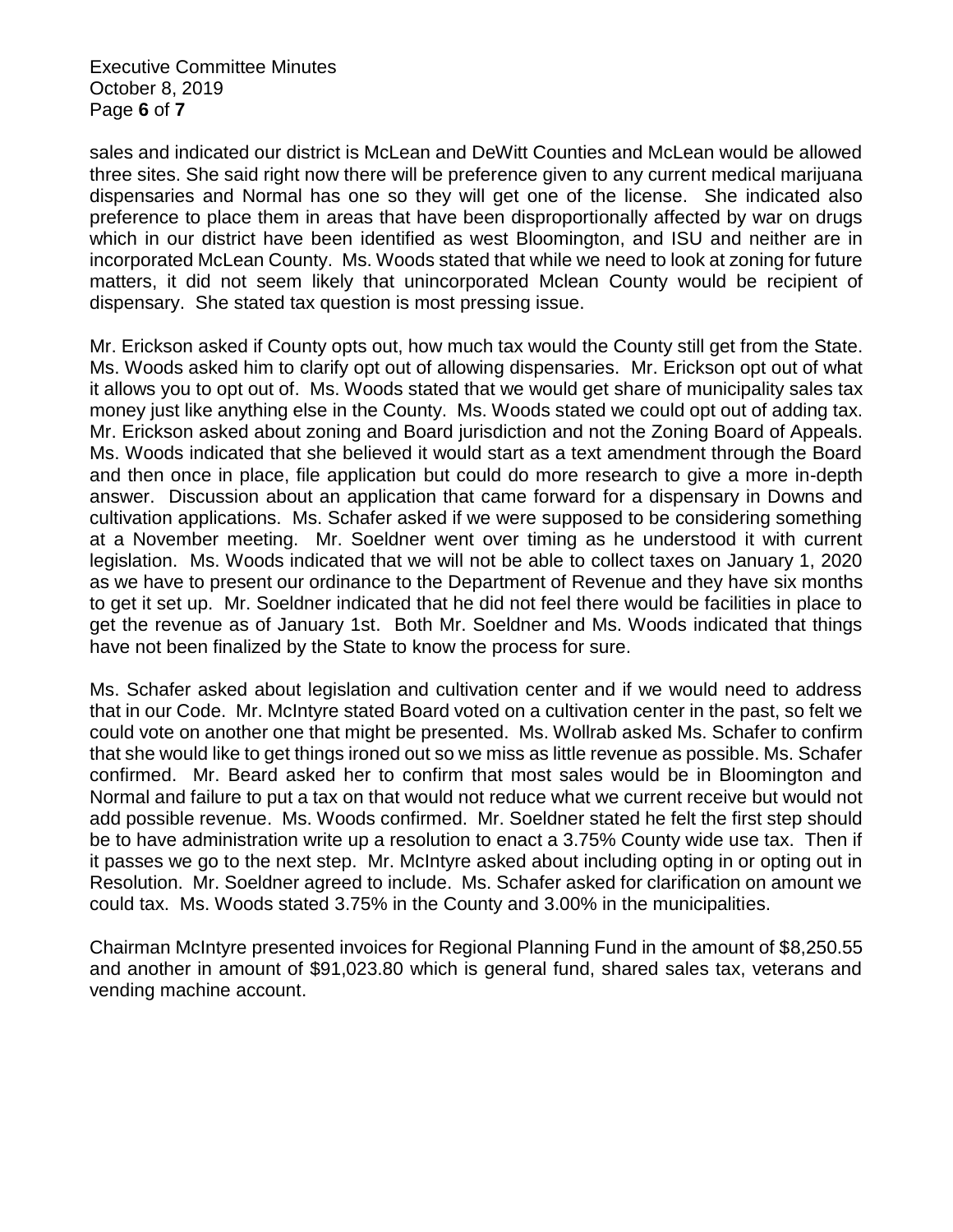sales and indicated our district is McLean and DeWitt Counties and McLean would be allowed three sites. She said right now there will be preference given to any current medical marijuana dispensaries and Normal has one so they will get one of the license. She indicated also preference to place them in areas that have been disproportionally affected by war on drugs which in our district have been identified as west Bloomington, and ISU and neither are in incorporated McLean County. Ms. Woods stated that while we need to look at zoning for future matters, it did not seem likely that unincorporated Mclean County would be recipient of dispensary. She stated tax question is most pressing issue.

Mr. Erickson asked if County opts out, how much tax would the County still get from the State. Ms. Woods asked him to clarify opt out of allowing dispensaries. Mr. Erickson opt out of what it allows you to opt out of. Ms. Woods stated that we would get share of municipality sales tax money just like anything else in the County. Ms. Woods stated we could opt out of adding tax. Mr. Erickson asked about zoning and Board jurisdiction and not the Zoning Board of Appeals. Ms. Woods indicated that she believed it would start as a text amendment through the Board and then once in place, file application but could do more research to give a more in-depth answer. Discussion about an application that came forward for a dispensary in Downs and cultivation applications. Ms. Schafer asked if we were supposed to be considering something at a November meeting. Mr. Soeldner went over timing as he understood it with current legislation. Ms. Woods indicated that we will not be able to collect taxes on January 1, 2020 as we have to present our ordinance to the Department of Revenue and they have six months to get it set up. Mr. Soeldner indicated that he did not feel there would be facilities in place to get the revenue as of January 1st. Both Mr. Soeldner and Ms. Woods indicated that things have not been finalized by the State to know the process for sure.

Ms. Schafer asked about legislation and cultivation center and if we would need to address that in our Code. Mr. McIntyre stated Board voted on a cultivation center in the past, so felt we could vote on another one that might be presented. Ms. Wollrab asked Ms. Schafer to confirm that she would like to get things ironed out so we miss as little revenue as possible. Ms. Schafer confirmed. Mr. Beard asked her to confirm that most sales would be in Bloomington and Normal and failure to put a tax on that would not reduce what we current receive but would not add possible revenue. Ms. Woods confirmed. Mr. Soeldner stated he felt the first step should be to have administration write up a resolution to enact a 3.75% County wide use tax. Then if it passes we go to the next step. Mr. McIntyre asked about including opting in or opting out in Resolution. Mr. Soeldner agreed to include. Ms. Schafer asked for clarification on amount we could tax. Ms. Woods stated 3.75% in the County and 3.00% in the municipalities.

Chairman McIntyre presented invoices for Regional Planning Fund in the amount of $8,250.55 and another in amount of $91,023.80 which is general fund, shared sales tax, veterans and vending machine account.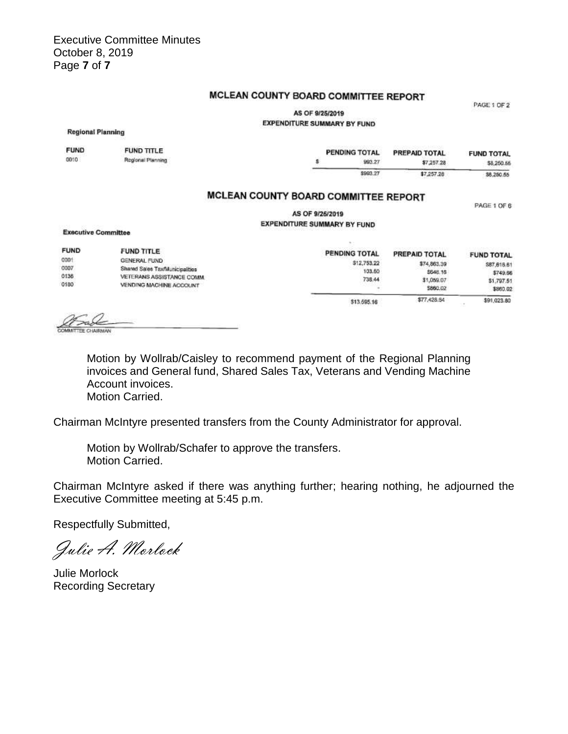## MCLEAN COUNTY BOARD COMMITTEE REPORT

PAGE 1 OF 2

AS OF 9/25/2019

EXPENDITURE SUMMARY BY FUND

Regional Planning

| FUND | FUND TITLE | PENDING TOTAL | PREPAID TOTAL | FUND TOTAL |
|---|---|---|---|---|
| 0010 | Regional Planning | $ 993.27 | $7,257.28 | $8,250.55 |
| | | $993.27 | $7,257.28 | $8,250.55 |

## MCLEAN COUNTY BOARD COMMITTEE REPORT

PAGE 1 OF 6

AS OF 9/26/2019

EXPENDITURE SUMMARY BY FUND

Executive Committee

| FUND | FUND TITLE | PENDING TOTAL | PREPAID TOTAL | FUND TOTAL |
|---|---|---|---|---|
| 0001 | GENERAL FUND | $12,753.22 | $74,863.39 | $87,616.61 |
| 0007 | Shared Sales Tax/Municipalities | 103.50 | $646.16 | $749.66 |
| 0136 | VETERANS ASSISTANCE COMM. | 738.44 | $1,059.07 | $1,797.51 |
| 0180 | VENDING MACHINE ACCOUNT | - | $860.02 | $860.02 |
| | | $13,595.16 | $77,428.64 | $91,023.80 |

COMMITTEE CHAIRMAN

Motion by Wollrab/Caisley to recommend payment of the Regional Planning invoices and General fund, Shared Sales Tax, Veterans and Vending Machine Account invoices.
Motion Carried.

Chairman McIntyre presented transfers from the County Administrator for approval.

Motion by Wollrab/Schafer to approve the transfers.
Motion Carried.

Chairman McIntyre asked if there was anything further; hearing nothing, he adjourned the Executive Committee meeting at 5:45 p.m.

Respectfully Submitted,

*Julie A. Morlock*

Julie Morlock
Recording Secretary